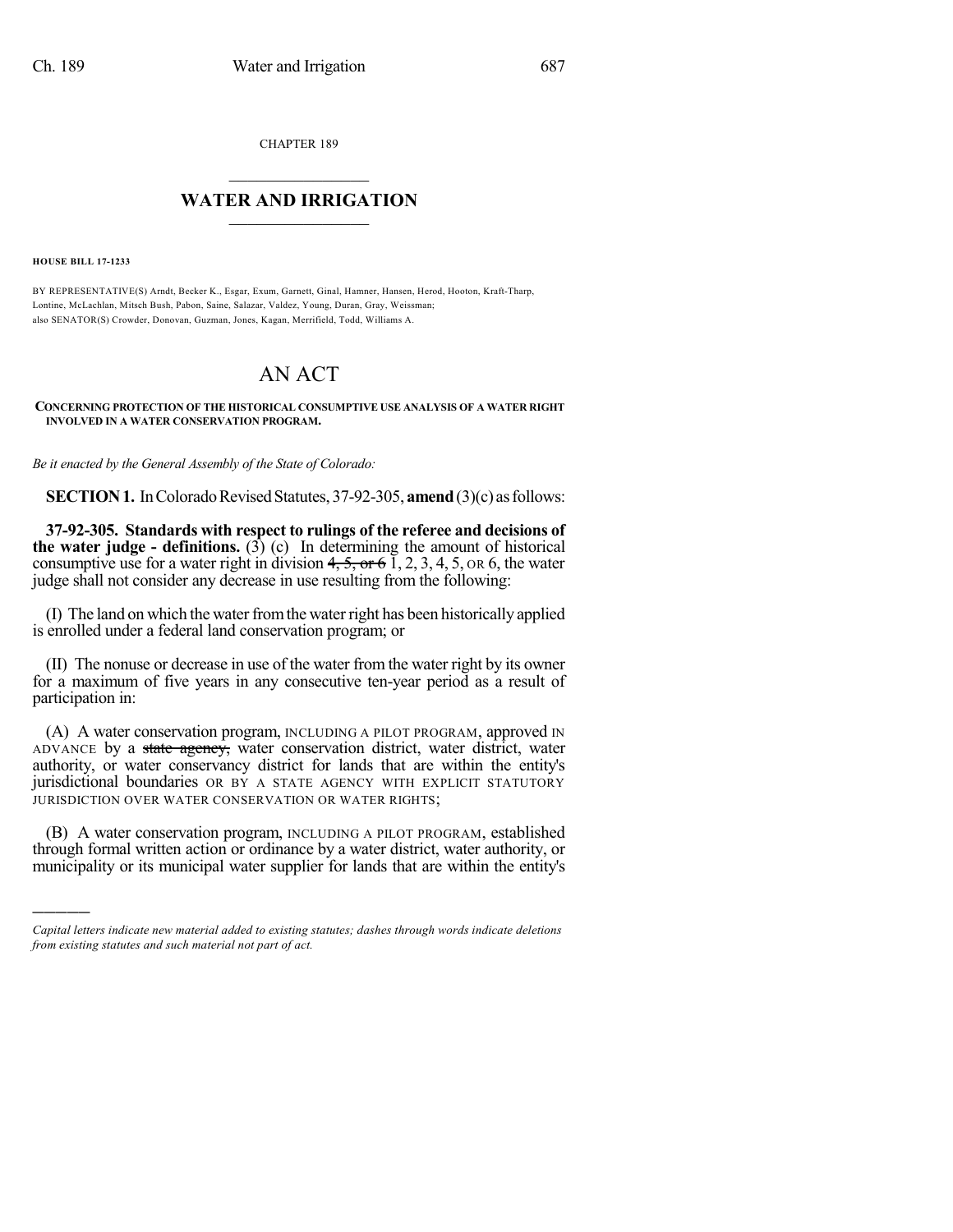CHAPTER 189

# WATER AND IRRIGATION

**HOUSE BILL 17-1233**

BY REPRESENTATIVE(S) Arndt, Becker K., Esgar, Exum, Garnett, Ginal, Hamner, Hansen, Herod, Hooton, Kraft-Tharp, Lontine, McLachlan, Mitsch Bush, Pabon, Saine, Salazar, Valdez, Young, Duran, Gray, Weissman;
also SENATOR(S) Crowder, Donovan, Guzman, Jones, Kagan, Merrifield, Todd, Williams A.

# AN ACT

**CONCERNING PROTECTION OF THE HISTORICAL CONSUMPTIVE USE ANALYSIS OF A WATER RIGHT INVOLVED IN A WATER CONSERVATION PROGRAM.**

*Be it enacted by the General Assembly of the State of Colorado:*

**SECTION 1.** In Colorado Revised Statutes, 37-92-305, **amend** (3)(c) as follows:

**37-92-305. Standards with respect to rulings of the referee and decisions of the water judge - definitions.** (3) (c) In determining the amount of historical consumptive use for a water right in division ~~4, 5, or 6~~ 1, 2, 3, 4, 5, OR 6, the water judge shall not consider any decrease in use resulting from the following:

(I) The land on which the water from the water right has been historically applied is enrolled under a federal land conservation program; or

(II) The nonuse or decrease in use of the water from the water right by its owner for a maximum of five years in any consecutive ten-year period as a result of participation in:

(A) A water conservation program, INCLUDING A PILOT PROGRAM, approved IN ADVANCE by a ~~state agency,~~ water conservation district, water district, water authority, or water conservancy district for lands that are within the entity's jurisdictional boundaries OR BY A STATE AGENCY WITH EXPLICIT STATUTORY JURISDICTION OVER WATER CONSERVATION OR WATER RIGHTS;

(B) A water conservation program, INCLUDING A PILOT PROGRAM, established through formal written action or ordinance by a water district, water authority, or municipality or its municipal water supplier for lands that are within the entity's

*Capital letters indicate new material added to existing statutes; dashes through words indicate deletions from existing statutes and such material not part of act.*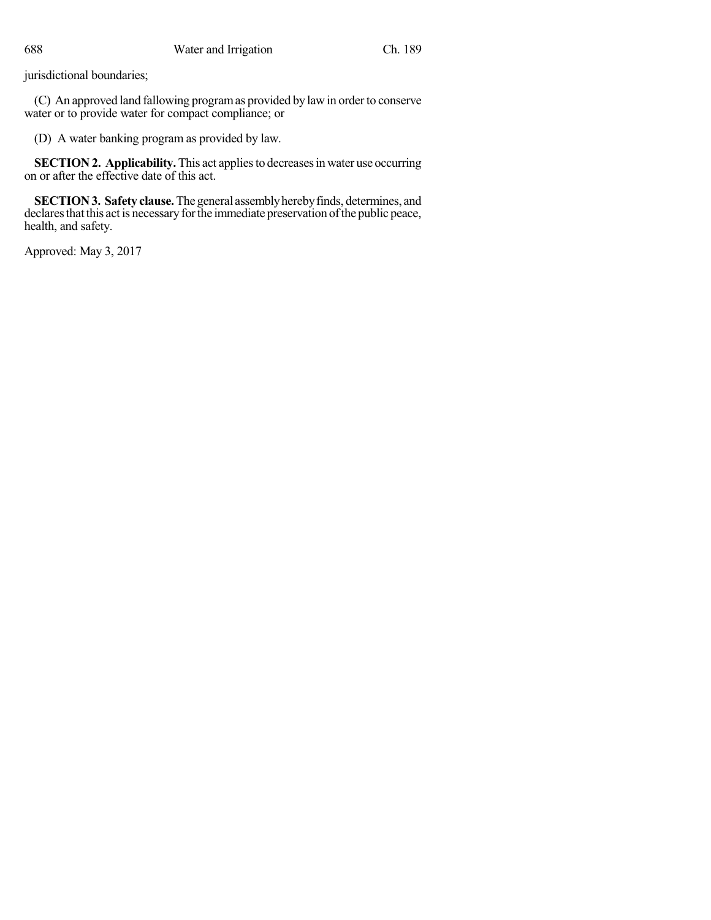jurisdictional boundaries;

(C) An approved land fallowing program as provided by law in order to conserve water or to provide water for compact compliance; or

(D) A water banking program as provided by law.

**SECTION 2. Applicability.** This act applies to decreases in water use occurring on or after the effective date of this act.

**SECTION 3. Safety clause.** The general assembly hereby finds, determines, and declares that this act is necessary for the immediate preservation of the public peace, health, and safety.

Approved: May 3, 2017